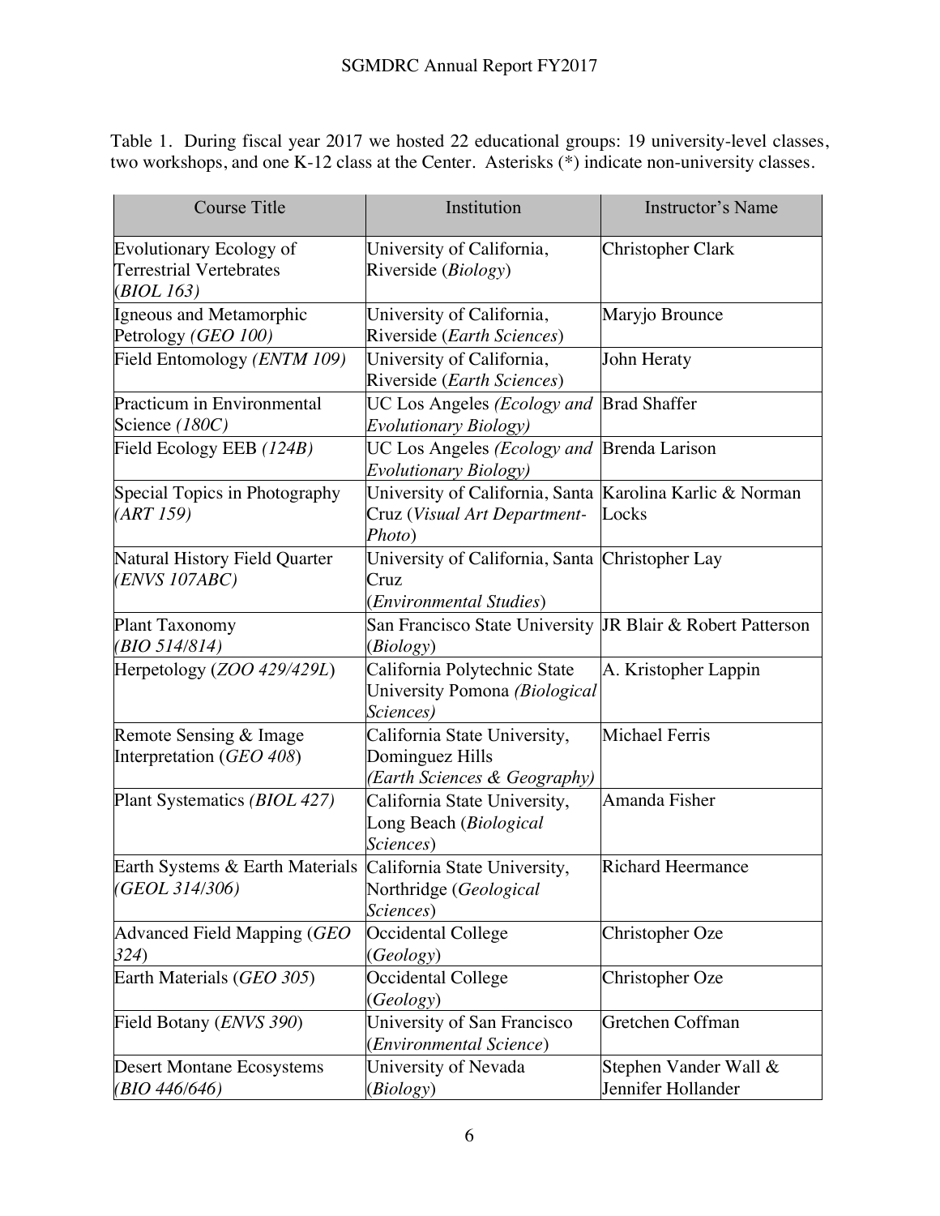Table 1. During fiscal year 2017 we hosted 22 educational groups: 19 university-level classes, two workshops, and one K-12 class at the Center. Asterisks (*) indicate non-university classes.

| Course Title | Institution | Instructor's Name |
|---|---|---|
| Evolutionary Ecology of Terrestrial Vertebrates (*BIOL 163*) | University of California, Riverside (*Biology*) | Christopher Clark |
| Igneous and Metamorphic Petrology *(GEO 100)* | University of California, Riverside (*Earth Sciences*) | Maryjo Brounce |
| Field Entomology *(ENTM 109)* | University of California, Riverside (*Earth Sciences*) | John Heraty |
| Practicum in Environmental Science *(180C)* | UC Los Angeles *(Ecology and Evolutionary Biology)* | Brad Shaffer |
| Field Ecology EEB *(124B)* | UC Los Angeles *(Ecology and Evolutionary Biology)* | Brenda Larison |
| Special Topics in Photography *(ART 159)* | University of California, Santa Cruz (*Visual Art Department-Photo*) | Karolina Karlic & Norman Locks |
| Natural History Field Quarter *(ENVS 107ABC)* | University of California, Santa Cruz (*Environmental Studies*) | Christopher Lay |
| Plant Taxonomy *(BIO 514/814)* | San Francisco State University (*Biology*) | JR Blair & Robert Patterson |
| Herpetology (*ZOO 429/429L*) | California Polytechnic State University Pomona *(Biological Sciences)* | A. Kristopher Lappin |
| Remote Sensing & Image Interpretation (*GEO 408*) | California State University, Dominguez Hills *(Earth Sciences & Geography)* | Michael Ferris |
| Plant Systematics *(BIOL 427)* | California State University, Long Beach (*Biological Sciences*) | Amanda Fisher |
| Earth Systems & Earth Materials *(GEOL 314/306)* | California State University, Northridge (*Geological Sciences*) | Richard Heermance |
| Advanced Field Mapping (*GEO 324*) | Occidental College (*Geology*) | Christopher Oze |
| Earth Materials (*GEO 305*) | Occidental College (*Geology*) | Christopher Oze |
| Field Botany (*ENVS 390*) | University of San Francisco (*Environmental Science*) | Gretchen Coffman |
| Desert Montane Ecosystems *(BIO 446/646)* | University of Nevada (*Biology*) | Stephen Vander Wall & Jennifer Hollander |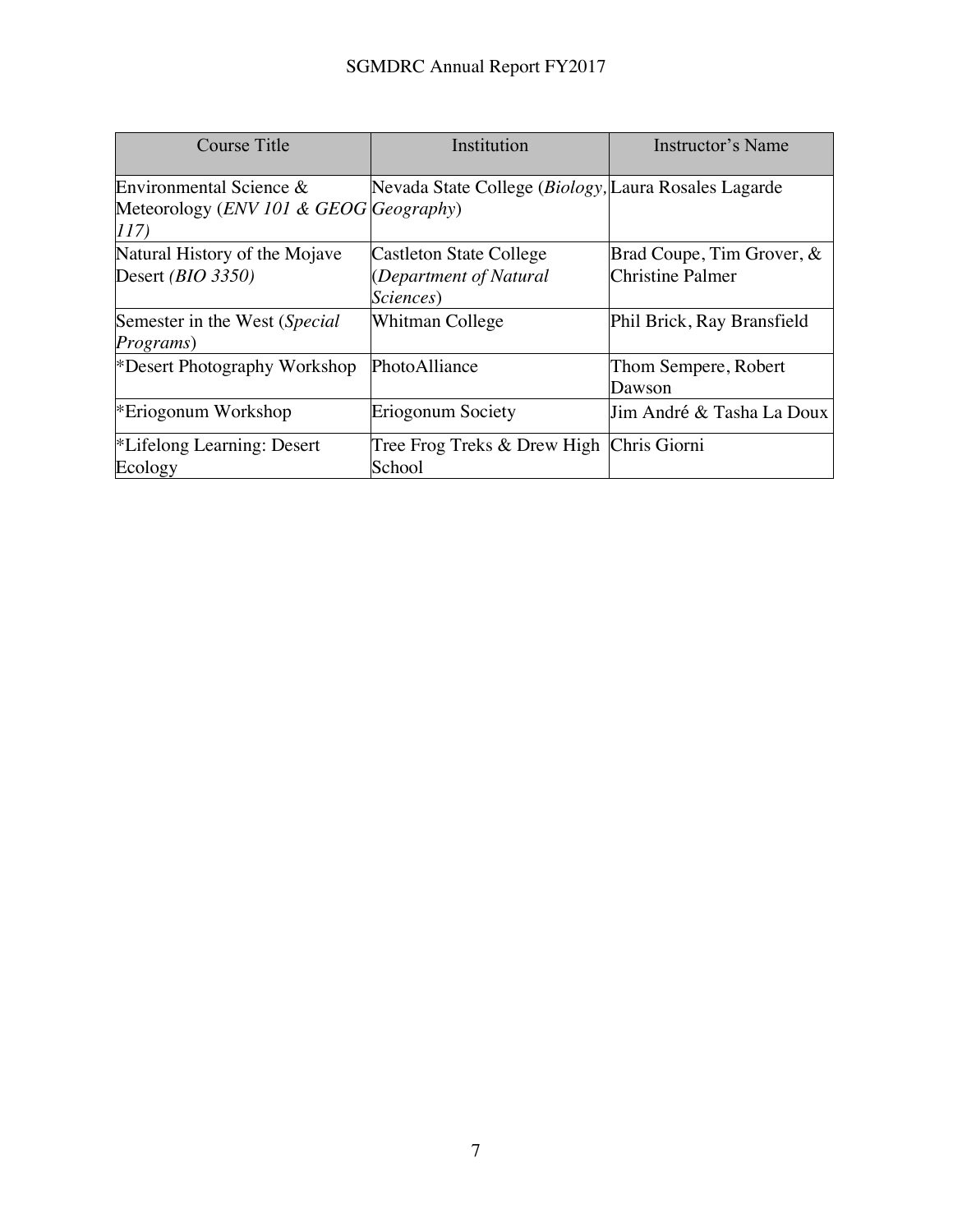| Course Title | Institution | Instructor's Name |
| --- | --- | --- |
| Environmental Science & Meteorology (*ENV 101 & GEOG 117)* | Nevada State College (*Biology, Geography*) | Laura Rosales Lagarde |
| Natural History of the Mojave Desert *(BIO 3350)* | Castleton State College (*Department of Natural Sciences*) | Brad Coupe, Tim Grover, & Christine Palmer |
| Semester in the West (*Special Programs*) | Whitman College | Phil Brick, Ray Bransfield |
| *Desert Photography Workshop | PhotoAlliance | Thom Sempere, Robert Dawson |
| *Eriogonum Workshop | Eriogonum Society | Jim André & Tasha La Doux |
| *Lifelong Learning: Desert Ecology | Tree Frog Treks & Drew High School | Chris Giorni |